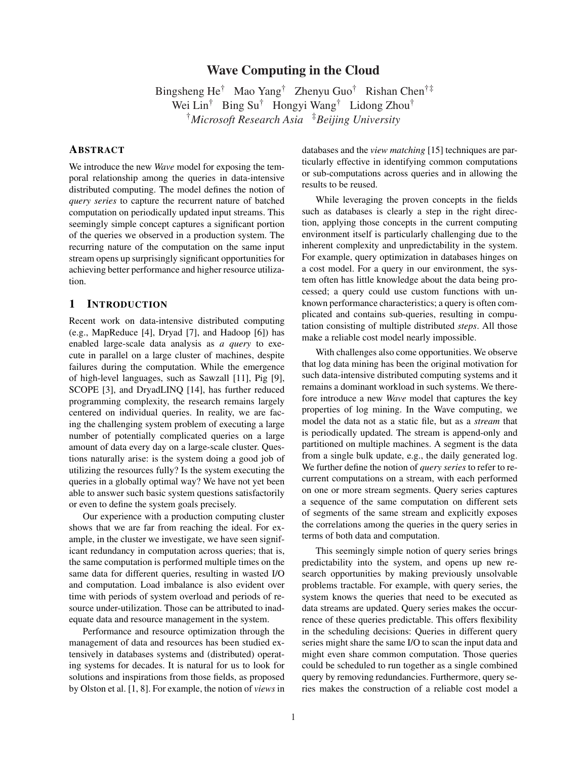# Wave Computing in the Cloud

Bingsheng He[†] Mao Yang[†] Zhenyu Guo[†] Rishan Chen[†‡]
Wei Lin[†] Bing Su[†] Hongyi Wang[†] Lidong Zhou[†]
[†]*Microsoft Research Asia* [‡]*Beijing University*

## ABSTRACT

We introduce the new *Wave* model for exposing the temporal relationship among the queries in data-intensive distributed computing. The model defines the notion of *query series* to capture the recurrent nature of batched computation on periodically updated input streams. This seemingly simple concept captures a significant portion of the queries we observed in a production system. The recurring nature of the computation on the same input stream opens up surprisingly significant opportunities for achieving better performance and higher resource utilization.

## 1 INTRODUCTION

Recent work on data-intensive distributed computing (e.g., MapReduce [4], Dryad [7], and Hadoop [6]) has enabled large-scale data analysis as *a query* to execute in parallel on a large cluster of machines, despite failures during the computation. While the emergence of high-level languages, such as Sawzall [11], Pig [9], SCOPE [3], and DryadLINQ [14], has further reduced programming complexity, the research remains largely centered on individual queries. In reality, we are facing the challenging system problem of executing a large number of potentially complicated queries on a large amount of data every day on a large-scale cluster. Questions naturally arise: is the system doing a good job of utilizing the resources fully? Is the system executing the queries in a globally optimal way? We have not yet been able to answer such basic system questions satisfactorily or even to define the system goals precisely.

Our experience with a production computing cluster shows that we are far from reaching the ideal. For example, in the cluster we investigate, we have seen significant redundancy in computation across queries; that is, the same computation is performed multiple times on the same data for different queries, resulting in wasted I/O and computation. Load imbalance is also evident over time with periods of system overload and periods of resource under-utilization. Those can be attributed to inadequate data and resource management in the system.

Performance and resource optimization through the management of data and resources has been studied extensively in databases systems and (distributed) operating systems for decades. It is natural for us to look for solutions and inspirations from those fields, as proposed by Olston et al. [1, 8]. For example, the notion of *views* in databases and the *view matching* [15] techniques are particularly effective in identifying common computations or sub-computations across queries and in allowing the results to be reused.

While leveraging the proven concepts in the fields such as databases is clearly a step in the right direction, applying those concepts in the current computing environment itself is particularly challenging due to the inherent complexity and unpredictability in the system. For example, query optimization in databases hinges on a cost model. For a query in our environment, the system often has little knowledge about the data being processed; a query could use custom functions with unknown performance characteristics; a query is often complicated and contains sub-queries, resulting in computation consisting of multiple distributed *steps*. All those make a reliable cost model nearly impossible.

With challenges also come opportunities. We observe that log data mining has been the original motivation for such data-intensive distributed computing systems and it remains a dominant workload in such systems. We therefore introduce a new *Wave* model that captures the key properties of log mining. In the Wave computing, we model the data not as a static file, but as a *stream* that is periodically updated. The stream is append-only and partitioned on multiple machines. A segment is the data from a single bulk update, e.g., the daily generated log. We further define the notion of *query series* to refer to recurrent computations on a stream, with each performed on one or more stream segments. Query series captures a sequence of the same computation on different sets of segments of the same stream and explicitly exposes the correlations among the queries in the query series in terms of both data and computation.

This seemingly simple notion of query series brings predictability into the system, and opens up new research opportunities by making previously unsolvable problems tractable. For example, with query series, the system knows the queries that need to be executed as data streams are updated. Query series makes the occurrence of these queries predictable. This offers flexibility in the scheduling decisions: Queries in different query series might share the same I/O to scan the input data and might even share common computation. Those queries could be scheduled to run together as a single combined query by removing redundancies. Furthermore, query series makes the construction of a reliable cost model a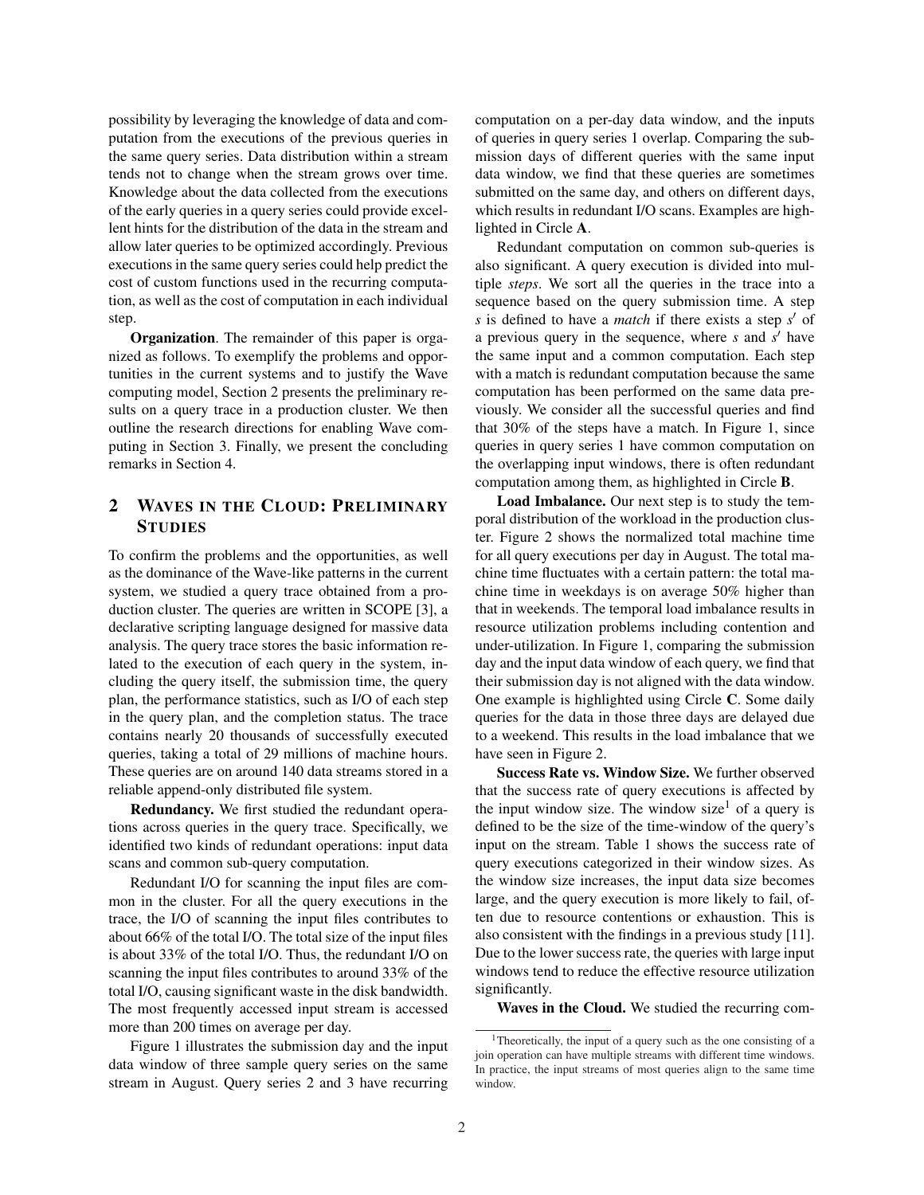possibility by leveraging the knowledge of data and computation from the executions of the previous queries in the same query series. Data distribution within a stream tends not to change when the stream grows over time. Knowledge about the data collected from the executions of the early queries in a query series could provide excellent hints for the distribution of the data in the stream and allow later queries to be optimized accordingly. Previous executions in the same query series could help predict the cost of custom functions used in the recurring computation, as well as the cost of computation in each individual step.

**Organization**. The remainder of this paper is organized as follows. To exemplify the problems and opportunities in the current systems and to justify the Wave computing model, Section 2 presents the preliminary results on a query trace in a production cluster. We then outline the research directions for enabling Wave computing in Section 3. Finally, we present the concluding remarks in Section 4.

## 2 Waves in the Cloud: Preliminary Studies

To confirm the problems and the opportunities, as well as the dominance of the Wave-like patterns in the current system, we studied a query trace obtained from a production cluster. The queries are written in SCOPE [3], a declarative scripting language designed for massive data analysis. The query trace stores the basic information related to the execution of each query in the system, including the query itself, the submission time, the query plan, the performance statistics, such as I/O of each step in the query plan, and the completion status. The trace contains nearly 20 thousands of successfully executed queries, taking a total of 29 millions of machine hours. These queries are on around 140 data streams stored in a reliable append-only distributed file system.

**Redundancy.** We first studied the redundant operations across queries in the query trace. Specifically, we identified two kinds of redundant operations: input data scans and common sub-query computation.

Redundant I/O for scanning the input files are common in the cluster. For all the query executions in the trace, the I/O of scanning the input files contributes to about 66% of the total I/O. The total size of the input files is about 33% of the total I/O. Thus, the redundant I/O on scanning the input files contributes to around 33% of the total I/O, causing significant waste in the disk bandwidth. The most frequently accessed input stream is accessed more than 200 times on average per day.

Figure 1 illustrates the submission day and the input data window of three sample query series on the same stream in August. Query series 2 and 3 have recurring computation on a per-day data window, and the inputs of queries in query series 1 overlap. Comparing the submission days of different queries with the same input data window, we find that these queries are sometimes submitted on the same day, and others on different days, which results in redundant I/O scans. Examples are highlighted in Circle **A**.

Redundant computation on common sub-queries is also significant. A query execution is divided into multiple *steps*. We sort all the queries in the trace into a sequence based on the query submission time. A step $s$ is defined to have a *match* if there exists a step $s'$ of a previous query in the sequence, where $s$ and $s'$ have the same input and a common computation. Each step with a match is redundant computation because the same computation has been performed on the same data previously. We consider all the successful queries and find that 30% of the steps have a match. In Figure 1, since queries in query series 1 have common computation on the overlapping input windows, there is often redundant computation among them, as highlighted in Circle **B**.

**Load Imbalance.** Our next step is to study the temporal distribution of the workload in the production cluster. Figure 2 shows the normalized total machine time for all query executions per day in August. The total machine time fluctuates with a certain pattern: the total machine time in weekdays is on average 50% higher than that in weekends. The temporal load imbalance results in resource utilization problems including contention and under-utilization. In Figure 1, comparing the submission day and the input data window of each query, we find that their submission day is not aligned with the data window. One example is highlighted using Circle **C**. Some daily queries for the data in those three days are delayed due to a weekend. This results in the load imbalance that we have seen in Figure 2.

**Success Rate vs. Window Size.** We further observed that the success rate of query executions is affected by the input window size. The window size[1] of a query is defined to be the size of the time-window of the query's input on the stream. Table 1 shows the success rate of query executions categorized in their window sizes. As the window size increases, the input data size becomes large, and the query execution is more likely to fail, often due to resource contentions or exhaustion. This is also consistent with the findings in a previous study [11]. Due to the lower success rate, the queries with large input windows tend to reduce the effective resource utilization significantly.

**Waves in the Cloud.** We studied the recurring com-

[1] Theoretically, the input of a query such as the one consisting of a join operation can have multiple streams with different time windows. In practice, the input streams of most queries align to the same time window.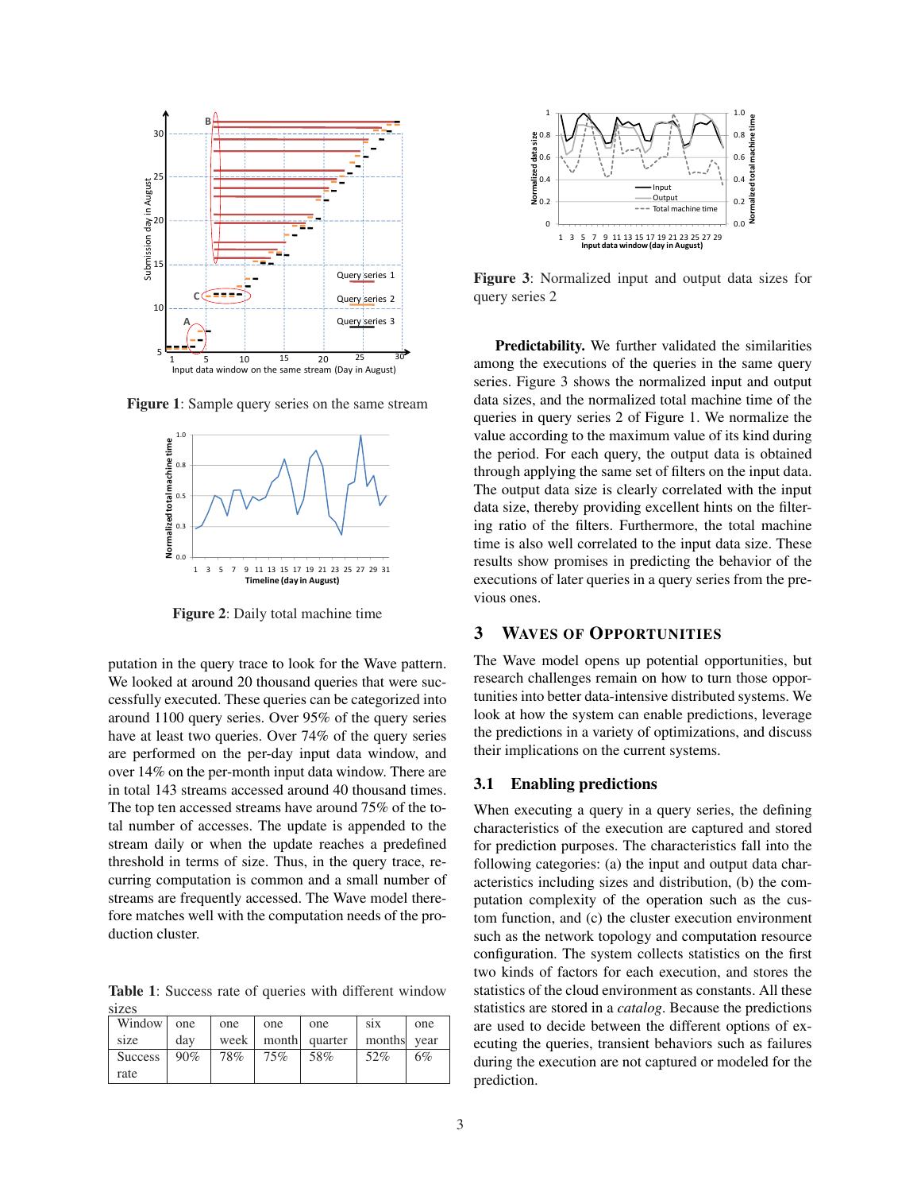Figure 1: Sample query series on the same stream

Figure 2: Daily total machine time

putation in the query trace to look for the Wave pattern. We looked at around 20 thousand queries that were successfully executed. These queries can be categorized into around 1100 query series. Over 95% of the query series have at least two queries. Over 74% of the query series are performed on the per-day input data window, and over 14% on the per-month input data window. There are in total 143 streams accessed around 40 thousand times. The top ten accessed streams have around 75% of the total number of accesses. The update is appended to the stream daily or when the update reaches a predefined threshold in terms of size. Thus, in the query trace, recurring computation is common and a small number of streams are frequently accessed. The Wave model therefore matches well with the computation needs of the production cluster.

**Table 1**: Success rate of queries with different window sizes

| Window size | one day | one week | one month | one quarter | six months | one year |
|---|---|---|---|---|---|---|
| Success rate | 90% | 78% | 75% | 58% | 52% | 6% |

Figure 3: Normalized input and output data sizes for query series 2

**Predictability.** We further validated the similarities among the executions of the queries in the same query series. Figure 3 shows the normalized input and output data sizes, and the normalized total machine time of the queries in query series 2 of Figure 1. We normalize the value according to the maximum value of its kind during the period. For each query, the output data is obtained through applying the same set of filters on the input data. The output data size is clearly correlated with the input data size, thereby providing excellent hints on the filtering ratio of the filters. Furthermore, the total machine time is also well correlated to the input data size. These results show promises in predicting the behavior of the executions of later queries in a query series from the previous ones.

## 3 Waves of Opportunities

The Wave model opens up potential opportunities, but research challenges remain on how to turn those opportunities into better data-intensive distributed systems. We look at how the system can enable predictions, leverage the predictions in a variety of optimizations, and discuss their implications on the current systems.

### 3.1 Enabling predictions

When executing a query in a query series, the defining characteristics of the execution are captured and stored for prediction purposes. The characteristics fall into the following categories: (a) the input and output data characteristics including sizes and distribution, (b) the computation complexity of the operation such as the custom function, and (c) the cluster execution environment such as the network topology and computation resource configuration. The system collects statistics on the first two kinds of factors for each execution, and stores the statistics of the cloud environment as constants. All these statistics are stored in a *catalog*. Because the predictions are used to decide between the different options of executing the queries, transient behaviors such as failures during the execution are not captured or modeled for the prediction.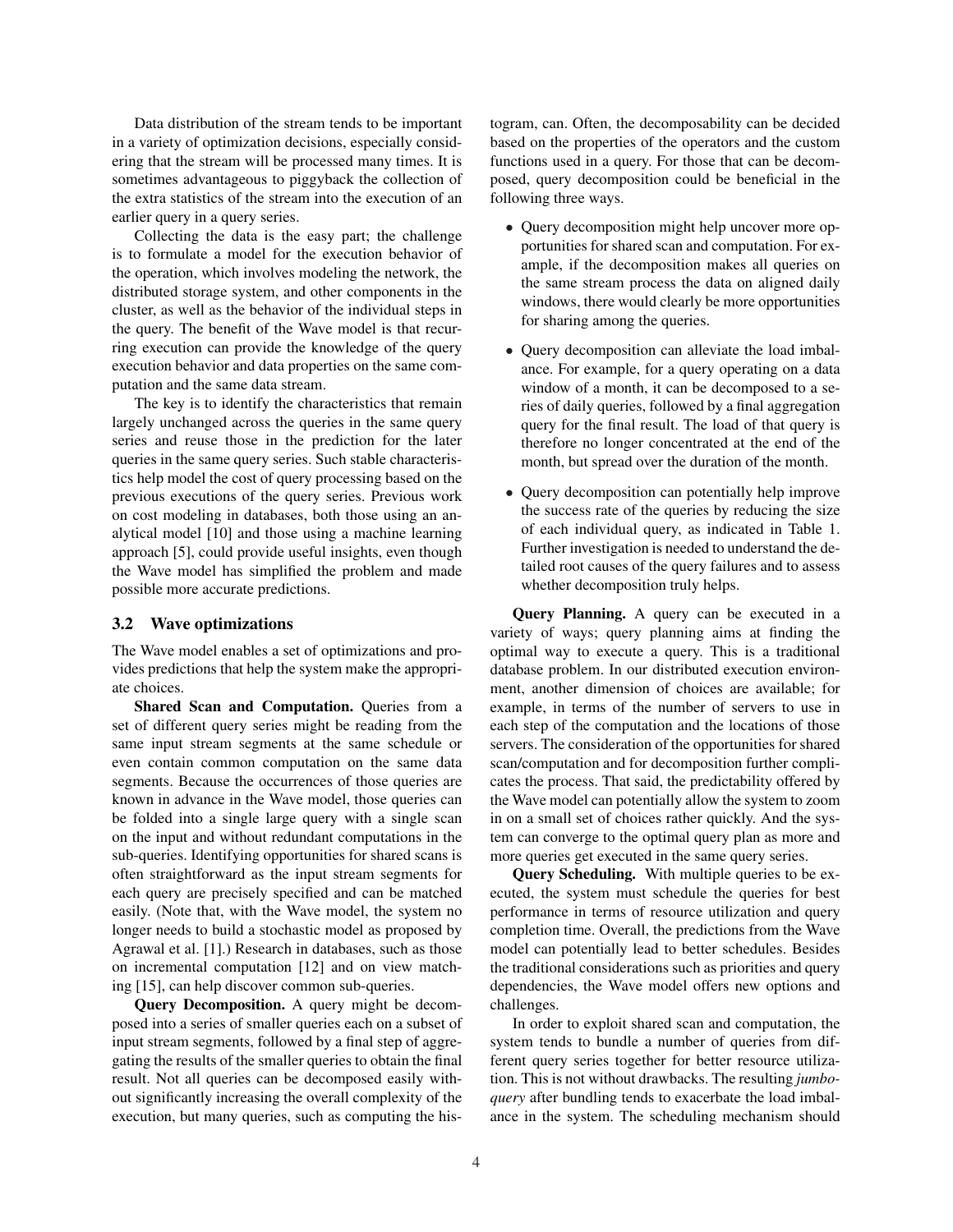Data distribution of the stream tends to be important in a variety of optimization decisions, especially considering that the stream will be processed many times. It is sometimes advantageous to piggyback the collection of the extra statistics of the stream into the execution of an earlier query in a query series.

Collecting the data is the easy part; the challenge is to formulate a model for the execution behavior of the operation, which involves modeling the network, the distributed storage system, and other components in the cluster, as well as the behavior of the individual steps in the query. The benefit of the Wave model is that recurring execution can provide the knowledge of the query execution behavior and data properties on the same computation and the same data stream.

The key is to identify the characteristics that remain largely unchanged across the queries in the same query series and reuse those in the prediction for the later queries in the same query series. Such stable characteristics help model the cost of query processing based on the previous executions of the query series. Previous work on cost modeling in databases, both those using an analytical model [10] and those using a machine learning approach [5], could provide useful insights, even though the Wave model has simplified the problem and made possible more accurate predictions.

### 3.2 Wave optimizations

The Wave model enables a set of optimizations and provides predictions that help the system make the appropriate choices.

**Shared Scan and Computation.** Queries from a set of different query series might be reading from the same input stream segments at the same schedule or even contain common computation on the same data segments. Because the occurrences of those queries are known in advance in the Wave model, those queries can be folded into a single large query with a single scan on the input and without redundant computations in the sub-queries. Identifying opportunities for shared scans is often straightforward as the input stream segments for each query are precisely specified and can be matched easily. (Note that, with the Wave model, the system no longer needs to build a stochastic model as proposed by Agrawal et al. [1].) Research in databases, such as those on incremental computation [12] and on view matching [15], can help discover common sub-queries.

**Query Decomposition.** A query might be decomposed into a series of smaller queries each on a subset of input stream segments, followed by a final step of aggregating the results of the smaller queries to obtain the final result. Not all queries can be decomposed easily without significantly increasing the overall complexity of the execution, but many queries, such as computing the histogram, can. Often, the decomposability can be decided based on the properties of the operators and the custom functions used in a query. For those that can be decomposed, query decomposition could be beneficial in the following three ways.

- Query decomposition might help uncover more opportunities for shared scan and computation. For example, if the decomposition makes all queries on the same stream process the data on aligned daily windows, there would clearly be more opportunities for sharing among the queries.
- Query decomposition can alleviate the load imbalance. For example, for a query operating on a data window of a month, it can be decomposed to a series of daily queries, followed by a final aggregation query for the final result. The load of that query is therefore no longer concentrated at the end of the month, but spread over the duration of the month.
- Query decomposition can potentially help improve the success rate of the queries by reducing the size of each individual query, as indicated in Table 1. Further investigation is needed to understand the detailed root causes of the query failures and to assess whether decomposition truly helps.

**Query Planning.** A query can be executed in a variety of ways; query planning aims at finding the optimal way to execute a query. This is a traditional database problem. In our distributed execution environment, another dimension of choices are available; for example, in terms of the number of servers to use in each step of the computation and the locations of those servers. The consideration of the opportunities for shared scan/computation and for decomposition further complicates the process. That said, the predictability offered by the Wave model can potentially allow the system to zoom in on a small set of choices rather quickly. And the system can converge to the optimal query plan as more and more queries get executed in the same query series.

**Query Scheduling.** With multiple queries to be executed, the system must schedule the queries for best performance in terms of resource utilization and query completion time. Overall, the predictions from the Wave model can potentially lead to better schedules. Besides the traditional considerations such as priorities and query dependencies, the Wave model offers new options and challenges.

In order to exploit shared scan and computation, the system tends to bundle a number of queries from different query series together for better resource utilization. This is not without drawbacks. The resulting *jumbo-query* after bundling tends to exacerbate the load imbalance in the system. The scheduling mechanism should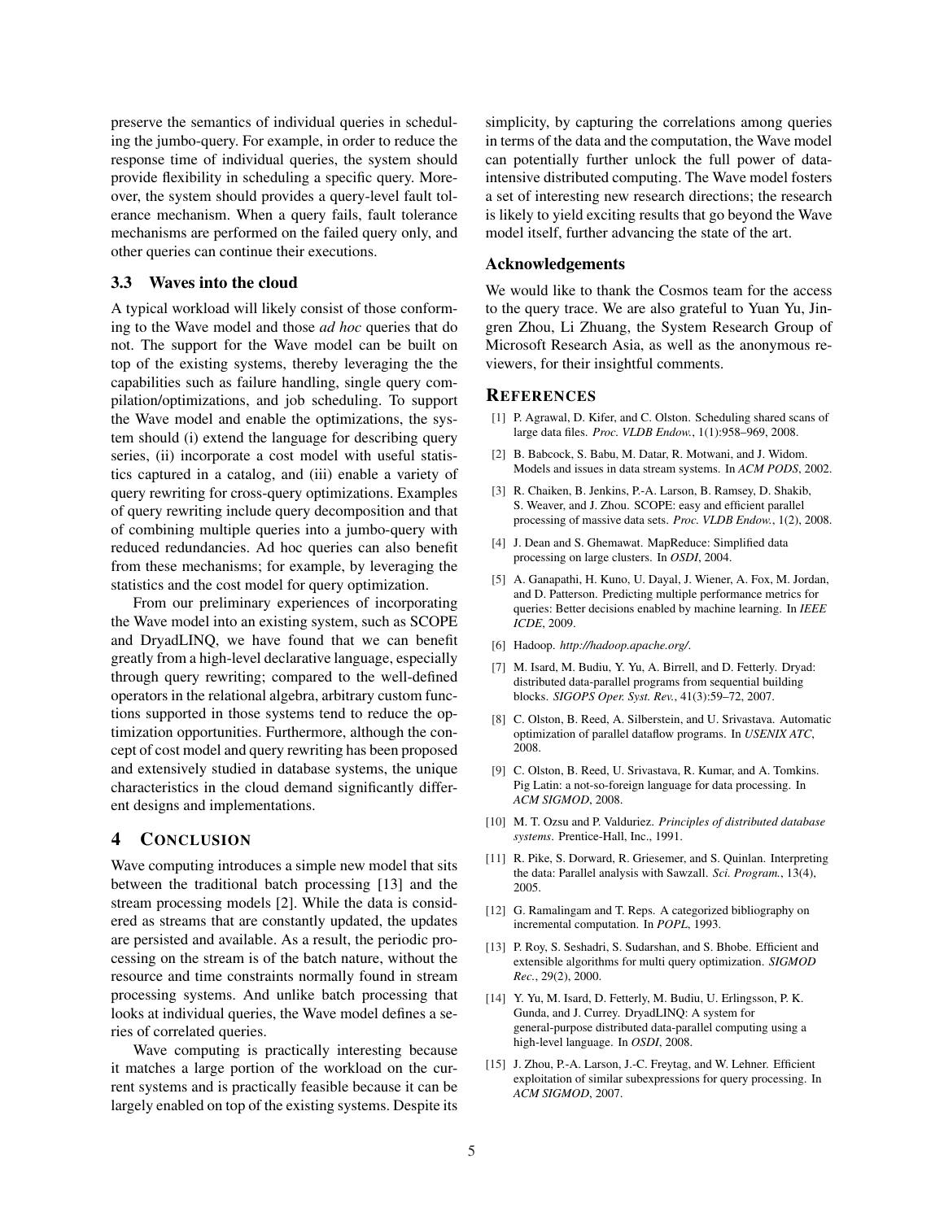preserve the semantics of individual queries in scheduling the jumbo-query. For example, in order to reduce the response time of individual queries, the system should provide flexibility in scheduling a specific query. Moreover, the system should provides a query-level fault tolerance mechanism. When a query fails, fault tolerance mechanisms are performed on the failed query only, and other queries can continue their executions.

### 3.3 Waves into the cloud

A typical workload will likely consist of those conforming to the Wave model and those *ad hoc* queries that do not. The support for the Wave model can be built on top of the existing systems, thereby leveraging the the capabilities such as failure handling, single query compilation/optimizations, and job scheduling. To support the Wave model and enable the optimizations, the system should (i) extend the language for describing query series, (ii) incorporate a cost model with useful statistics captured in a catalog, and (iii) enable a variety of query rewriting for cross-query optimizations. Examples of query rewriting include query decomposition and that of combining multiple queries into a jumbo-query with reduced redundancies. Ad hoc queries can also benefit from these mechanisms; for example, by leveraging the statistics and the cost model for query optimization.

From our preliminary experiences of incorporating the Wave model into an existing system, such as SCOPE and DryadLINQ, we have found that we can benefit greatly from a high-level declarative language, especially through query rewriting; compared to the well-defined operators in the relational algebra, arbitrary custom functions supported in those systems tend to reduce the optimization opportunities. Furthermore, although the concept of cost model and query rewriting has been proposed and extensively studied in database systems, the unique characteristics in the cloud demand significantly different designs and implementations.

## 4 Conclusion

Wave computing introduces a simple new model that sits between the traditional batch processing [13] and the stream processing models [2]. While the data is considered as streams that are constantly updated, the updates are persisted and available. As a result, the periodic processing on the stream is of the batch nature, without the resource and time constraints normally found in stream processing systems. And unlike batch processing that looks at individual queries, the Wave model defines a series of correlated queries.

Wave computing is practically interesting because it matches a large portion of the workload on the current systems and is practically feasible because it can be largely enabled on top of the existing systems. Despite its simplicity, by capturing the correlations among queries in terms of the data and the computation, the Wave model can potentially further unlock the full power of data-intensive distributed computing. The Wave model fosters a set of interesting new research directions; the research is likely to yield exciting results that go beyond the Wave model itself, further advancing the state of the art.

### Acknowledgements

We would like to thank the Cosmos team for the access to the query trace. We are also grateful to Yuan Yu, Jingren Zhou, Li Zhuang, the System Research Group of Microsoft Research Asia, as well as the anonymous reviewers, for their insightful comments.

## References

[1] P. Agrawal, D. Kifer, and C. Olston. Scheduling shared scans of large data files. *Proc. VLDB Endow.*, 1(1):958–969, 2008.

[2] B. Babcock, S. Babu, M. Datar, R. Motwani, and J. Widom. Models and issues in data stream systems. In *ACM PODS*, 2002.

[3] R. Chaiken, B. Jenkins, P.-A. Larson, B. Ramsey, D. Shakib, S. Weaver, and J. Zhou. SCOPE: easy and efficient parallel processing of massive data sets. *Proc. VLDB Endow.*, 1(2), 2008.

[4] J. Dean and S. Ghemawat. MapReduce: Simplified data processing on large clusters. In *OSDI*, 2004.

[5] A. Ganapathi, H. Kuno, U. Dayal, J. Wiener, A. Fox, M. Jordan, and D. Patterson. Predicting multiple performance metrics for queries: Better decisions enabled by machine learning. In *IEEE ICDE*, 2009.

[6] Hadoop. *http://hadoop.apache.org/*.

[7] M. Isard, M. Budiu, Y. Yu, A. Birrell, and D. Fetterly. Dryad: distributed data-parallel programs from sequential building blocks. *SIGOPS Oper. Syst. Rev.*, 41(3):59–72, 2007.

[8] C. Olston, B. Reed, A. Silberstein, and U. Srivastava. Automatic optimization of parallel dataflow programs. In *USENIX ATC*, 2008.

[9] C. Olston, B. Reed, U. Srivastava, R. Kumar, and A. Tomkins. Pig Latin: a not-so-foreign language for data processing. In *ACM SIGMOD*, 2008.

[10] M. T. Ozsu and P. Valduriez. *Principles of distributed database systems*. Prentice-Hall, Inc., 1991.

[11] R. Pike, S. Dorward, R. Griesemer, and S. Quinlan. Interpreting the data: Parallel analysis with Sawzall. *Sci. Program.*, 13(4), 2005.

[12] G. Ramalingam and T. Reps. A categorized bibliography on incremental computation. In *POPL*, 1993.

[13] P. Roy, S. Seshadri, S. Sudarshan, and S. Bhobe. Efficient and extensible algorithms for multi query optimization. *SIGMOD Rec.*, 29(2), 2000.

[14] Y. Yu, M. Isard, D. Fetterly, M. Budiu, U. Erlingsson, P. K. Gunda, and J. Currey. DryadLINQ: A system for general-purpose distributed data-parallel computing using a high-level language. In *OSDI*, 2008.

[15] J. Zhou, P.-A. Larson, J.-C. Freytag, and W. Lehner. Efficient exploitation of similar subexpressions for query processing. In *ACM SIGMOD*, 2007.